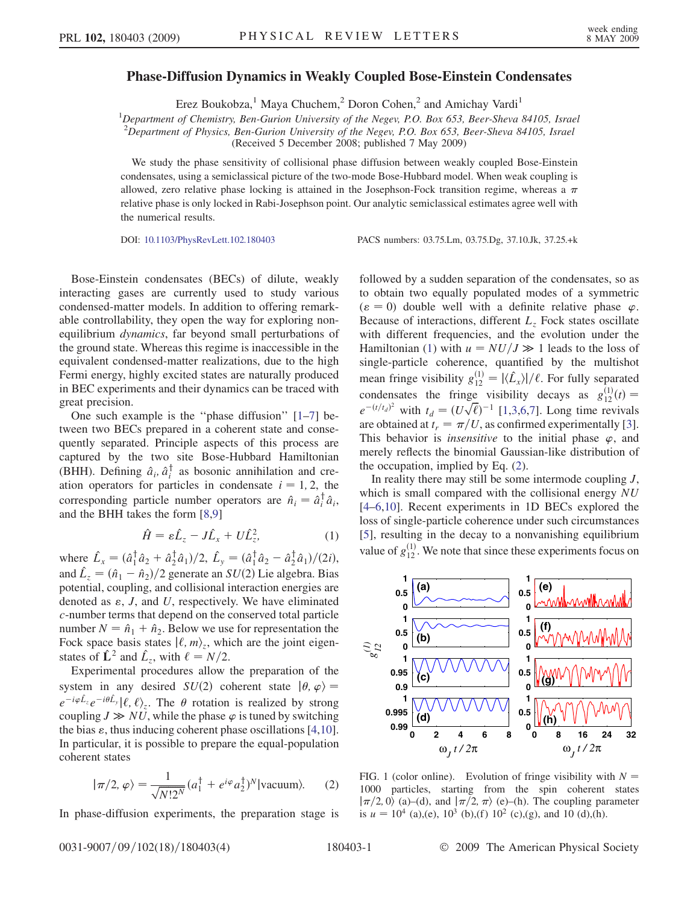# Phase-Diffusion Dynamics in Weakly Coupled Bose-Einstein Condensates

Erez Boukobza,[1] Maya Chuchem,[2] Doron Cohen,[2] and Amichay Vardi[1]

[1]Department of Chemistry, Ben-Gurion University of the Negev, P.O. Box 653, Beer-Sheva 84105, Israel
[2]Department of Physics, Ben-Gurion University of the Negev, P.O. Box 653, Beer-Sheva 84105, Israel
(Received 5 December 2008; published 7 May 2009)

We study the phase sensitivity of collisional phase diffusion between weakly coupled Bose-Einstein condensates, using a semiclassical picture of the two-mode Bose-Hubbard model. When weak coupling is allowed, zero relative phase locking is attained in the Josephson-Fock transition regime, whereas a $\pi$ relative phase is only locked in Rabi-Josephson point. Our analytic semiclassical estimates agree well with the numerical results.

DOI: 10.1103/PhysRevLett.102.180403 PACS numbers: 03.75.Lm, 03.75.Dg, 37.10.Jk, 37.25.+k

Bose-Einstein condensates (BECs) of dilute, weakly interacting gases are currently used to study various condensed-matter models. In addition to offering remarkable controllability, they open the way for exploring non-equilibrium *dynamics*, far beyond small perturbations of the ground state. Whereas this regime is inaccessible in the equivalent condensed-matter realizations, due to the high Fermi energy, highly excited states are naturally produced in BEC experiments and their dynamics can be traced with great precision.

One such example is the "phase diffusion" [1–7] between two BECs prepared in a coherent state and consequently separated. Principle aspects of this process are captured by the two site Bose-Hubbard Hamiltonian (BHH). Defining $\hat{a}_i, \hat{a}_i^\dagger$ as bosonic annihilation and creation operators for particles in condensate $i = 1, 2$, the corresponding particle number operators are $\hat{n}_i = \hat{a}_i^\dagger \hat{a}_i$, and the BHH takes the form [8,9]

$$\hat{H} = \varepsilon \hat{L}_z - J\hat{L}_x + U\hat{L}_z^2, \tag{1}$$

where $\hat{L}_x = (\hat{a}_1^\dagger \hat{a}_2 + \hat{a}_2^\dagger \hat{a}_1)/2$, $\hat{L}_y = (\hat{a}_1^\dagger \hat{a}_2 - \hat{a}_2^\dagger \hat{a}_1)/(2i)$, and $\hat{L}_z = (\hat{n}_1 - \hat{n}_2)/2$ generate an $SU(2)$ Lie algebra. Bias potential, coupling, and collisional interaction energies are denoted as $\varepsilon$, $J$, and $U$, respectively. We have eliminated $c$-number terms that depend on the conserved total particle number $N = \hat{n}_1 + \hat{n}_2$. Below we use for representation the Fock space basis states $|\ell, m\rangle_z$, which are the joint eigenstates of $\hat{\mathbf{L}}^2$ and $\hat{L}_z$, with $\ell = N/2$.

Experimental procedures allow the preparation of the system in any desired $SU(2)$ coherent state $|\theta, \varphi\rangle = e^{-i\varphi \hat{L}_z} e^{-i\theta \hat{L}_y} |\ell, \ell\rangle_z$. The $\theta$ rotation is realized by strong coupling $J \gg NU$, while the phase $\varphi$ is tuned by switching the bias $\varepsilon$, thus inducing coherent phase oscillations [4,10]. In particular, it is possible to prepare the equal-population coherent states

$$|\pi/2, \varphi\rangle = \frac{1}{\sqrt{N!2^N}} (a_1^\dagger + e^{i\varphi} a_2^\dagger)^N |\text{vacuum}\rangle. \tag{2}$$

In phase-diffusion experiments, the preparation stage is followed by a sudden separation of the condensates, so as to obtain two equally populated modes of a symmetric ($\varepsilon = 0$) double well with a definite relative phase $\varphi$. Because of interactions, different $L_z$ Fock states oscillate with different frequencies, and the evolution under the Hamiltonian (1) with $u = NU/J \gg 1$ leads to the loss of single-particle coherence, quantified by the multishot mean fringe visibility $g_{12}^{(1)} = |\langle \hat{L}_x \rangle|/\ell$. For fully separated condensates the fringe visibility decays as $g_{12}^{(1)}(t) = e^{-(t/t_d)^2}$ with $t_d = (U\sqrt{\ell})^{-1}$ [1,3,6,7]. Long time revivals are obtained at $t_r = \pi/U$, as confirmed experimentally [3]. This behavior is *insensitive* to the initial phase $\varphi$, and merely reflects the binomial Gaussian-like distribution of the occupation, implied by Eq. (2).

In reality there may still be some intermode coupling $J$, which is small compared with the collisional energy $NU$ [4–6,10]. Recent experiments in 1D BECs explored the loss of single-particle coherence under such circumstances [5], resulting in the decay to a nonvanishing equilibrium value of $g_{12}^{(1)}$. We note that since these experiments focus on

FIG. 1 (color online). Evolution of fringe visibility with $N = 1000$ particles, starting from the spin coherent states $|\pi/2, 0\rangle$ (a)–(d), and $|\pi/2, \pi\rangle$ (e)–(h). The coupling parameter is $u = 10^4$ (a),(e), $10^3$ (b),(f) $10^2$ (c),(g), and 10 (d),(h).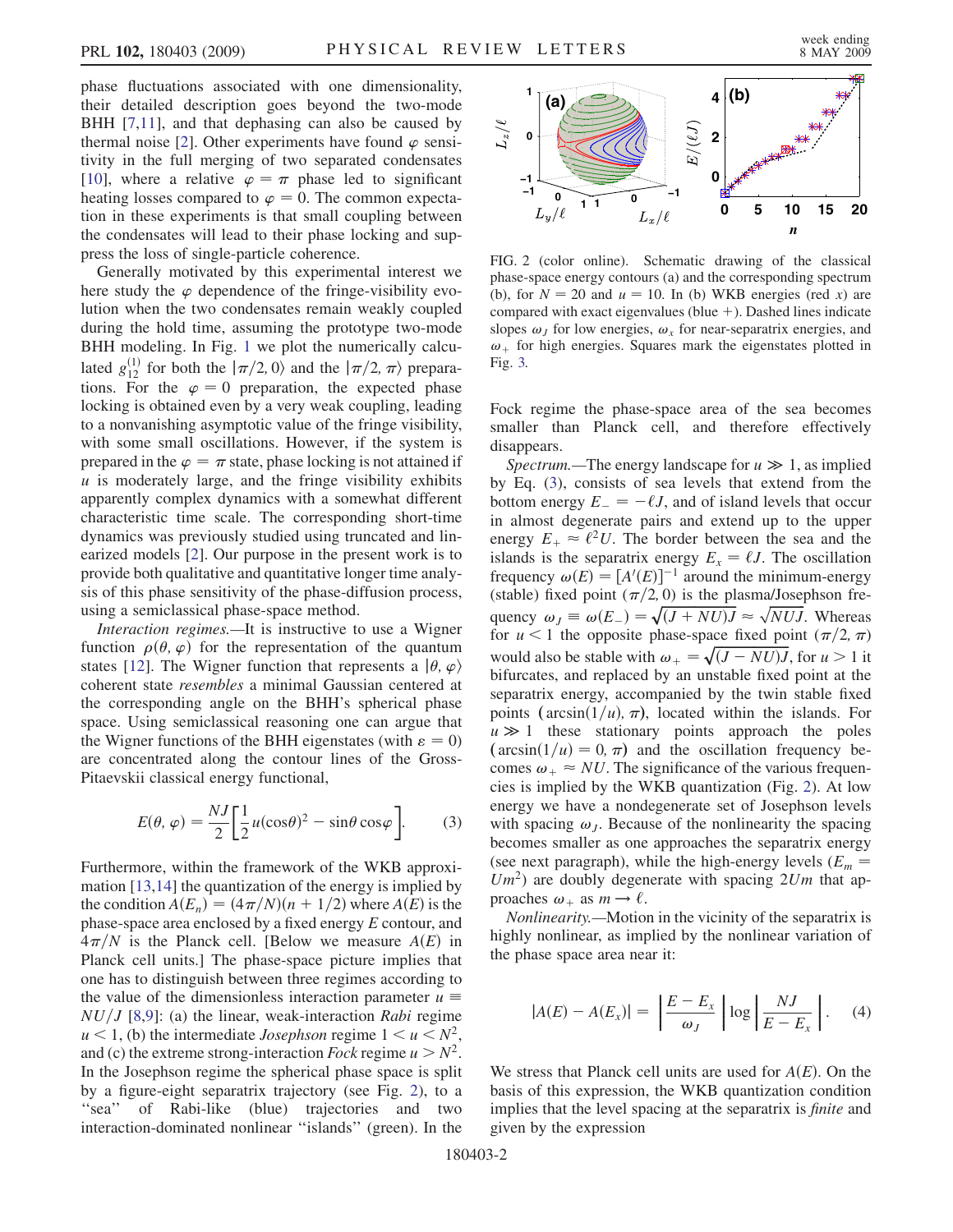phase fluctuations associated with one dimensionality, their detailed description goes beyond the two-mode BHH [7,11], and that dephasing can also be caused by thermal noise [2]. Other experiments have found $\varphi$ sensitivity in the full merging of two separated condensates [10], where a relative $\varphi = \pi$ phase led to significant heating losses compared to $\varphi = 0$. The common expectation in these experiments is that small coupling between the condensates will lead to their phase locking and suppress the loss of single-particle coherence.

Generally motivated by this experimental interest we here study the $\varphi$ dependence of the fringe-visibility evolution when the two condensates remain weakly coupled during the hold time, assuming the prototype two-mode BHH modeling. In Fig. 1 we plot the numerically calculated $g_{12}^{(1)}$ for both the $|\pi/2, 0\rangle$ and the $|\pi/2, \pi\rangle$ preparations. For the $\varphi = 0$ preparation, the expected phase locking is obtained even by a very weak coupling, leading to a nonvanishing asymptotic value of the fringe visibility, with some small oscillations. However, if the system is prepared in the $\varphi = \pi$ state, phase locking is not attained if $u$ is moderately large, and the fringe visibility exhibits apparently complex dynamics with a somewhat different characteristic time scale. The corresponding short-time dynamics was previously studied using truncated and linearized models [2]. Our purpose in the present work is to provide both qualitative and quantitative longer time analysis of this phase sensitivity of the phase-diffusion process, using a semiclassical phase-space method.

*Interaction regimes.*—It is instructive to use a Wigner function $\rho(\theta, \varphi)$ for the representation of the quantum states [12]. The Wigner function that represents a $|\theta, \varphi\rangle$ coherent state *resembles* a minimal Gaussian centered at the corresponding angle on the BHH's spherical phase space. Using semiclassical reasoning one can argue that the Wigner functions of the BHH eigenstates (with $\varepsilon = 0$) are concentrated along the contour lines of the Gross-Pitaevskii classical energy functional,

$$E(\theta, \varphi) = \frac{NJ}{2}\left[\frac{1}{2}u(\cos\theta)^2 - \sin\theta\cos\varphi\right]. \quad (3)$$

Furthermore, within the framework of the WKB approximation [13,14] the quantization of the energy is implied by the condition $A(E_n) = (4\pi/N)(n + 1/2)$ where $A(E)$ is the phase-space area enclosed by a fixed energy $E$ contour, and $4\pi/N$ is the Planck cell. [Below we measure $A(E)$ in Planck cell units.] The phase-space picture implies that one has to distinguish between three regimes according to the value of the dimensionless interaction parameter $u \equiv NU/J$ [8,9]: (a) the linear, weak-interaction *Rabi* regime $u < 1$, (b) the intermediate *Josephson* regime $1 < u < N^2$, and (c) the extreme strong-interaction *Fock* regime $u > N^2$. In the Josephson regime the spherical phase space is split by a figure-eight separatrix trajectory (see Fig. 2), to a "sea" of Rabi-like (blue) trajectories and two interaction-dominated nonlinear "islands" (green). In the Fock regime the phase-space area of the sea becomes smaller than Planck cell, and therefore effectively disappears.

FIG. 2 (color online). Schematic drawing of the classical phase-space energy contours (a) and the corresponding spectrum (b), for $N = 20$ and $u = 10$. In (b) WKB energies (red $x$) are compared with exact eigenvalues (blue $+$). Dashed lines indicate slopes $\omega_J$ for low energies, $\omega_x$ for near-separatrix energies, and $\omega_+$ for high energies. Squares mark the eigenstates plotted in Fig. 3.

*Spectrum.*—The energy landscape for $u \gg 1$, as implied by Eq. (3), consists of sea levels that extend from the bottom energy $E_- = -\ell J$, and of island levels that occur in almost degenerate pairs and extend up to the upper energy $E_+ \approx \ell^2 U$. The border between the sea and the islands is the separatrix energy $E_x = \ell J$. The oscillation frequency $\omega(E) = [A'(E)]^{-1}$ around the minimum-energy (stable) fixed point $(\pi/2, 0)$ is the plasma/Josephson frequency $\omega_J \equiv \omega(E_-) = \sqrt{(J + NU)J} \approx \sqrt{NUJ}$. Whereas for $u < 1$ the opposite phase-space fixed point $(\pi/2, \pi)$ would also be stable with $\omega_+ = \sqrt{(J - NU)J}$, for $u > 1$ it bifurcates, and replaced by an unstable fixed point at the separatrix energy, accompanied by the twin stable fixed points $(\arcsin(1/u), \pi)$, located within the islands. For $u \gg 1$ these stationary points approach the poles $(\arcsin(1/u) = 0, \pi)$ and the oscillation frequency becomes $\omega_+ \approx NU$. The significance of the various frequencies is implied by the WKB quantization (Fig. 2). At low energy we have a nondegenerate set of Josephson levels with spacing $\omega_J$. Because of the nonlinearity the spacing becomes smaller as one approaches the separatrix energy (see next paragraph), while the high-energy levels ($E_m = Um^2$) are doubly degenerate with spacing $2Um$ that approaches $\omega_+$ as $m \to \ell$.

*Nonlinearity.*—Motion in the vicinity of the separatrix is highly nonlinear, as implied by the nonlinear variation of the phase space area near it:

$$|A(E) - A(E_x)| = \left|\frac{E - E_x}{\omega_J}\right| \log\left|\frac{NJ}{E - E_x}\right|. \quad (4)$$

We stress that Planck cell units are used for $A(E)$. On the basis of this expression, the WKB quantization condition implies that the level spacing at the separatrix is *finite* and given by the expression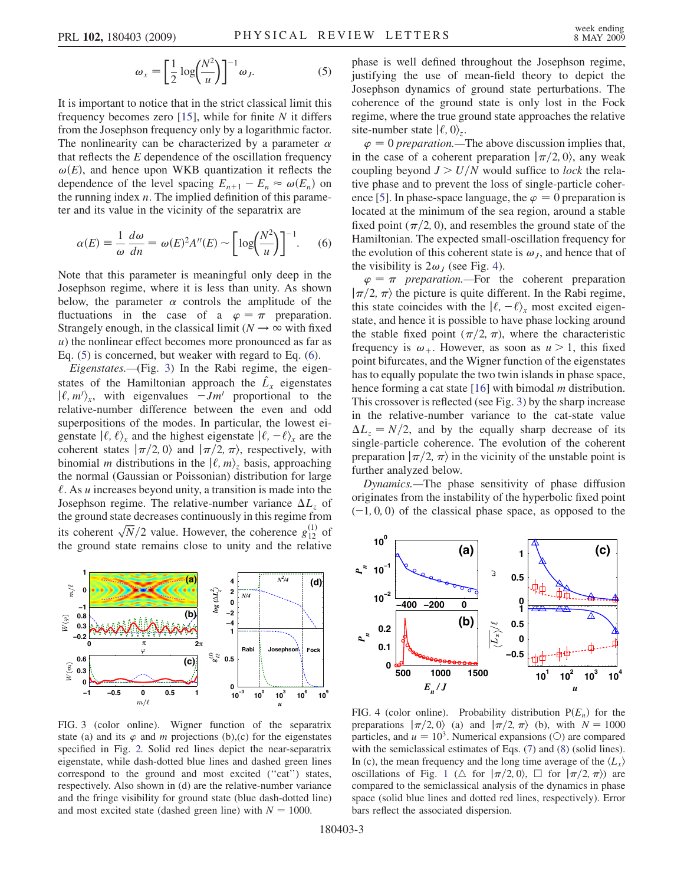$$\omega_x = \left[\frac{1}{2}\log\left(\frac{N^2}{u}\right)\right]^{-1}\omega_J. \tag{5}$$

It is important to notice that in the strict classical limit this frequency becomes zero [15], while for finite $N$ it differs from the Josephson frequency only by a logarithmic factor. The nonlinearity can be characterized by a parameter $\alpha$ that reflects the $E$ dependence of the oscillation frequency $\omega(E)$, and hence upon WKB quantization it reflects the dependence of the level spacing $E_{n+1} - E_n \approx \omega(E_n)$ on the running index $n$. The implied definition of this parameter and its value in the vicinity of the separatrix are

$$\alpha(E) \equiv \frac{1}{\omega}\frac{d\omega}{dn} = \omega(E)^2 A''(E) \sim \left[\log\left(\frac{N^2}{u}\right)\right]^{-1}. \tag{6}$$

Note that this parameter is meaningful only deep in the Josephson regime, where it is less than unity. As shown below, the parameter $\alpha$ controls the amplitude of the fluctuations in the case of a $\varphi = \pi$ preparation. Strangely enough, in the classical limit ($N \to \infty$ with fixed $u$) the nonlinear effect becomes more pronounced as far as Eq. (5) is concerned, but weaker with regard to Eq. (6).

*Eigenstates.*—(Fig. 3) In the Rabi regime, the eigenstates of the Hamiltonian approach the $\hat{L}_x$ eigenstates $|\ell, m'\rangle_x$, with eigenvalues $-Jm'$ proportional to the relative-number difference between the even and odd superpositions of the modes. In particular, the lowest eigenstate $|\ell, \ell\rangle_x$ and the highest eigenstate $|\ell, -\ell\rangle_x$ are the coherent states $|\pi/2, 0\rangle$ and $|\pi/2, \pi\rangle$, respectively, with binomial $m$ distributions in the $|\ell, m\rangle_z$ basis, approaching the normal (Gaussian or Poissonian) distribution for large $\ell$. As $u$ increases beyond unity, a transition is made into the Josephson regime. The relative-number variance $\Delta L_z$ of the ground state decreases continuously in this regime from its coherent $\sqrt{N}/2$ value. However, the coherence $g_{12}^{(1)}$ of the ground state remains close to unity and the relative phase is well defined throughout the Josephson regime, justifying the use of mean-field theory to depict the Josephson dynamics of ground state perturbations. The coherence of the ground state is only lost in the Fock regime, where the true ground state approaches the relative site-number state $|\ell, 0\rangle_z$.

*$\varphi = 0$ preparation.*—The above discussion implies that, in the case of a coherent preparation $|\pi/2, 0\rangle$, any weak coupling beyond $J > U/N$ would suffice to *lock* the relative phase and to prevent the loss of single-particle coherence [5]. In phase-space language, the $\varphi = 0$ preparation is located at the minimum of the sea region, around a stable fixed point $(\pi/2, 0)$, and resembles the ground state of the Hamiltonian. The expected small-oscillation frequency for the evolution of this coherent state is $\omega_J$, and hence that of the visibility is $2\omega_J$ (see Fig. 4).

*$\varphi = \pi$ preparation.*—For the coherent preparation $|\pi/2, \pi\rangle$ the picture is quite different. In the Rabi regime, this state coincides with the $|\ell, -\ell\rangle_x$ most excited eigenstate, and hence it is possible to have phase locking around the stable fixed point $(\pi/2, \pi)$, where the characteristic frequency is $\omega_+$. However, as soon as $u > 1$, this fixed point bifurcates, and the Wigner function of the eigenstates has to equally populate the two twin islands in phase space, hence forming a cat state [16] with bimodal $m$ distribution. This crossover is reflected (see Fig. 3) by the sharp increase in the relative-number variance to the cat-state value $\Delta L_z = N/2$, and by the equally sharp decrease of its single-particle coherence. The evolution of the coherent preparation $|\pi/2, \pi\rangle$ in the vicinity of the unstable point is further analyzed below.

*Dynamics.*—The phase sensitivity of phase diffusion originates from the instability of the hyperbolic fixed point $(-1, 0, 0)$ of the classical phase space, as opposed to the

FIG. 3 (color online). Wigner function of the separatrix state (a) and its $\varphi$ and $m$ projections (b),(c) for the eigenstates specified in Fig. 2. Solid red lines depict the near-separatrix eigenstate, while dash-dotted blue lines and dashed green lines correspond to the ground and most excited ("cat") states, respectively. Also shown in (d) are the relative-number variance and the fringe visibility for ground state (blue dash-dotted line) and most excited state (dashed green line) with $N = 1000$.

FIG. 4 (color online). Probability distribution $P(E_n)$ for the preparations $|\pi/2, 0\rangle$ (a) and $|\pi/2, \pi\rangle$ (b), with $N = 1000$ particles, and $u = 10^3$. Numerical expansions (○) are compared with the semiclassical estimates of Eqs. (7) and (8) (solid lines). In (c), the mean frequency and the long time average of the $\langle L_x\rangle$ oscillations of Fig. 1 (△ for $|\pi/2, 0\rangle$, □ for $|\pi/2, \pi\rangle$) are compared to the semiclassical analysis of the dynamics in phase space (solid blue lines and dotted red lines, respectively). Error bars reflect the associated dispersion.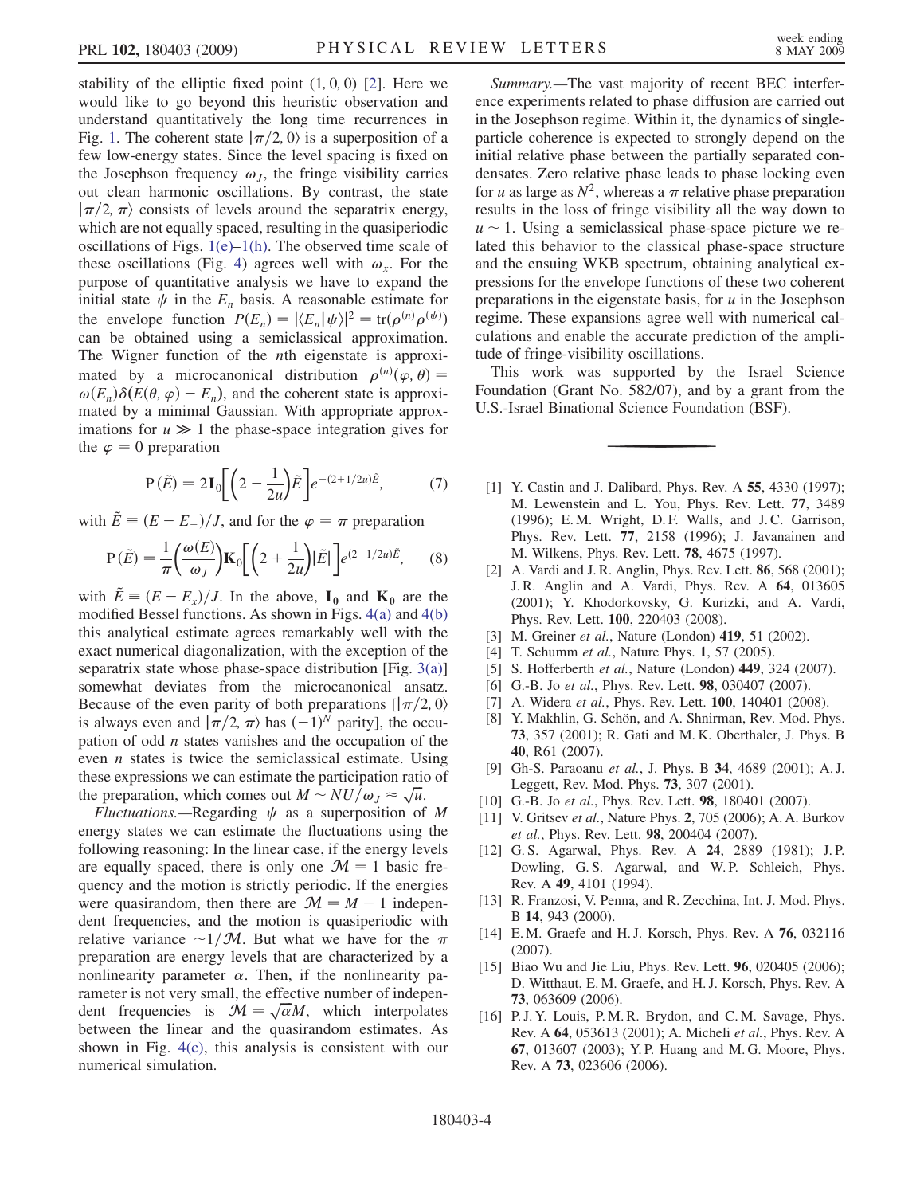stability of the elliptic fixed point $(1, 0, 0)$ [2]. Here we would like to go beyond this heuristic observation and understand quantitatively the long time recurrences in Fig. 1. The coherent state $|\pi/2, 0\rangle$ is a superposition of a few low-energy states. Since the level spacing is fixed on the Josephson frequency $\omega_J$, the fringe visibility carries out clean harmonic oscillations. By contrast, the state $|\pi/2, \pi\rangle$ consists of levels around the separatrix energy, which are not equally spaced, resulting in the quasiperiodic oscillations of Figs. 1(e)–1(h). The observed time scale of these oscillations (Fig. 4) agrees well with $\omega_x$. For the purpose of quantitative analysis we have to expand the initial state $\psi$ in the $E_n$ basis. A reasonable estimate for the envelope function $P(E_n) = |\langle E_n|\psi\rangle|^2 = \mathrm{tr}(\rho^{(n)}\rho^{(\psi)})$ can be obtained using a semiclassical approximation. The Wigner function of the $n$th eigenstate is approximated by a microcanonical distribution $\rho^{(n)}(\varphi, \theta) = \omega(E_n)\delta(E(\theta, \varphi) - E_n)$, and the coherent state is approximated by a minimal Gaussian. With appropriate approximations for $u \gg 1$ the phase-space integration gives for the $\varphi = 0$ preparation

$$\mathrm{P}(\tilde{E}) = 2\mathbf{I}_0\left[\left(2 - \frac{1}{2u}\right)\tilde{E}\right]e^{-(2+1/2u)\tilde{E}}, \tag{7}$$

with $\tilde{E} \equiv (E - E_-)/J$, and for the $\varphi = \pi$ preparation

$$\mathrm{P}(\tilde{E}) = \frac{1}{\pi}\left(\frac{\omega(E)}{\omega_J}\right)\mathbf{K}_0\left[\left(2 + \frac{1}{2u}\right)|\tilde{E}|\right]e^{(2-1/2u)\tilde{E}}, \tag{8}$$

with $\tilde{E} \equiv (E - E_x)/J$. In the above, $\mathbf{I}_0$ and $\mathbf{K}_0$ are the modified Bessel functions. As shown in Figs. 4(a) and 4(b) this analytical estimate agrees remarkably well with the exact numerical diagonalization, with the exception of the separatrix state whose phase-space distribution [Fig. 3(a)] somewhat deviates from the microcanonical ansatz. Because of the even parity of both preparations [$|\pi/2, 0\rangle$ is always even and $|\pi/2, \pi\rangle$ has $(-1)^N$ parity], the occupation of odd $n$ states vanishes and the occupation of the even $n$ states is twice the semiclassical estimate. Using these expressions we can estimate the participation ratio of the preparation, which comes out $M \sim NU/\omega_J \approx \sqrt{u}$.

*Fluctuations.*—Regarding $\psi$ as a superposition of $M$ energy states we can estimate the fluctuations using the following reasoning: In the linear case, if the energy levels are equally spaced, there is only one $\mathcal{M} = 1$ basic frequency and the motion is strictly periodic. If the energies were quasirandom, then there are $\mathcal{M} = M - 1$ independent frequencies, and the motion is quasiperiodic with relative variance $\sim 1/\mathcal{M}$. But what we have for the $\pi$ preparation are energy levels that are characterized by a nonlinearity parameter $\alpha$. Then, if the nonlinearity parameter is not very small, the effective number of independent frequencies is $\mathcal{M} = \sqrt{\alpha}M$, which interpolates between the linear and the quasirandom estimates. As shown in Fig. 4(c), this analysis is consistent with our numerical simulation.

*Summary.*—The vast majority of recent BEC interference experiments related to phase diffusion are carried out in the Josephson regime. Within it, the dynamics of single-particle coherence is expected to strongly depend on the initial relative phase between the partially separated condensates. Zero relative phase leads to phase locking even for $u$ as large as $N^2$, whereas a $\pi$ relative phase preparation results in the loss of fringe visibility all the way down to $u \sim 1$. Using a semiclassical phase-space picture we related this behavior to the classical phase-space structure and the ensuing WKB spectrum, obtaining analytical expressions for the envelope functions of these two coherent preparations in the eigenstate basis, for $u$ in the Josephson regime. These expansions agree well with numerical calculations and enable the accurate prediction of the amplitude of fringe-visibility oscillations.

This work was supported by the Israel Science Foundation (Grant No. 582/07), and by a grant from the U.S.-Israel Binational Science Foundation (BSF).

---

[1] Y. Castin and J. Dalibard, Phys. Rev. A **55**, 4330 (1997); M. Lewenstein and L. You, Phys. Rev. Lett. **77**, 3489 (1996); E. M. Wright, D. F. Walls, and J. C. Garrison, Phys. Rev. Lett. **77**, 2158 (1996); J. Javanainen and M. Wilkens, Phys. Rev. Lett. **78**, 4675 (1997).

[2] A. Vardi and J. R. Anglin, Phys. Rev. Lett. **86**, 568 (2001); J. R. Anglin and A. Vardi, Phys. Rev. A **64**, 013605 (2001); Y. Khodorkovsky, G. Kurizki, and A. Vardi, Phys. Rev. Lett. **100**, 220403 (2008).

[3] M. Greiner *et al.*, Nature (London) **419**, 51 (2002).

[4] T. Schumm *et al.*, Nature Phys. **1**, 57 (2005).

[5] S. Hofferberth *et al.*, Nature (London) **449**, 324 (2007).

[6] G.-B. Jo *et al.*, Phys. Rev. Lett. **98**, 030407 (2007).

[7] A. Widera *et al.*, Phys. Rev. Lett. **100**, 140401 (2008).

[8] Y. Makhlin, G. Schön, and A. Shnirman, Rev. Mod. Phys. **73**, 357 (2001); R. Gati and M. K. Oberthaler, J. Phys. B **40**, R61 (2007).

[9] Gh-S. Paraoanu *et al.*, J. Phys. B **34**, 4689 (2001); A. J. Leggett, Rev. Mod. Phys. **73**, 307 (2001).

[10] G.-B. Jo *et al.*, Phys. Rev. Lett. **98**, 180401 (2007).

[11] V. Gritsev *et al.*, Nature Phys. **2**, 705 (2006); A. A. Burkov *et al.*, Phys. Rev. Lett. **98**, 200404 (2007).

[12] G. S. Agarwal, Phys. Rev. A **24**, 2889 (1981); J. P. Dowling, G. S. Agarwal, and W. P. Schleich, Phys. Rev. A **49**, 4101 (1994).

[13] R. Franzosi, V. Penna, and R. Zecchina, Int. J. Mod. Phys. B **14**, 943 (2000).

[14] E. M. Graefe and H. J. Korsch, Phys. Rev. A **76**, 032116 (2007).

[15] Biao Wu and Jie Liu, Phys. Rev. Lett. **96**, 020405 (2006); D. Witthaut, E. M. Graefe, and H. J. Korsch, Phys. Rev. A **73**, 063609 (2006).

[16] P. J. Y. Louis, P. M. R. Brydon, and C. M. Savage, Phys. Rev. A **64**, 053613 (2001); A. Micheli *et al.*, Phys. Rev. A **67**, 013607 (2003); Y. P. Huang and M. G. Moore, Phys. Rev. A **73**, 023606 (2006).